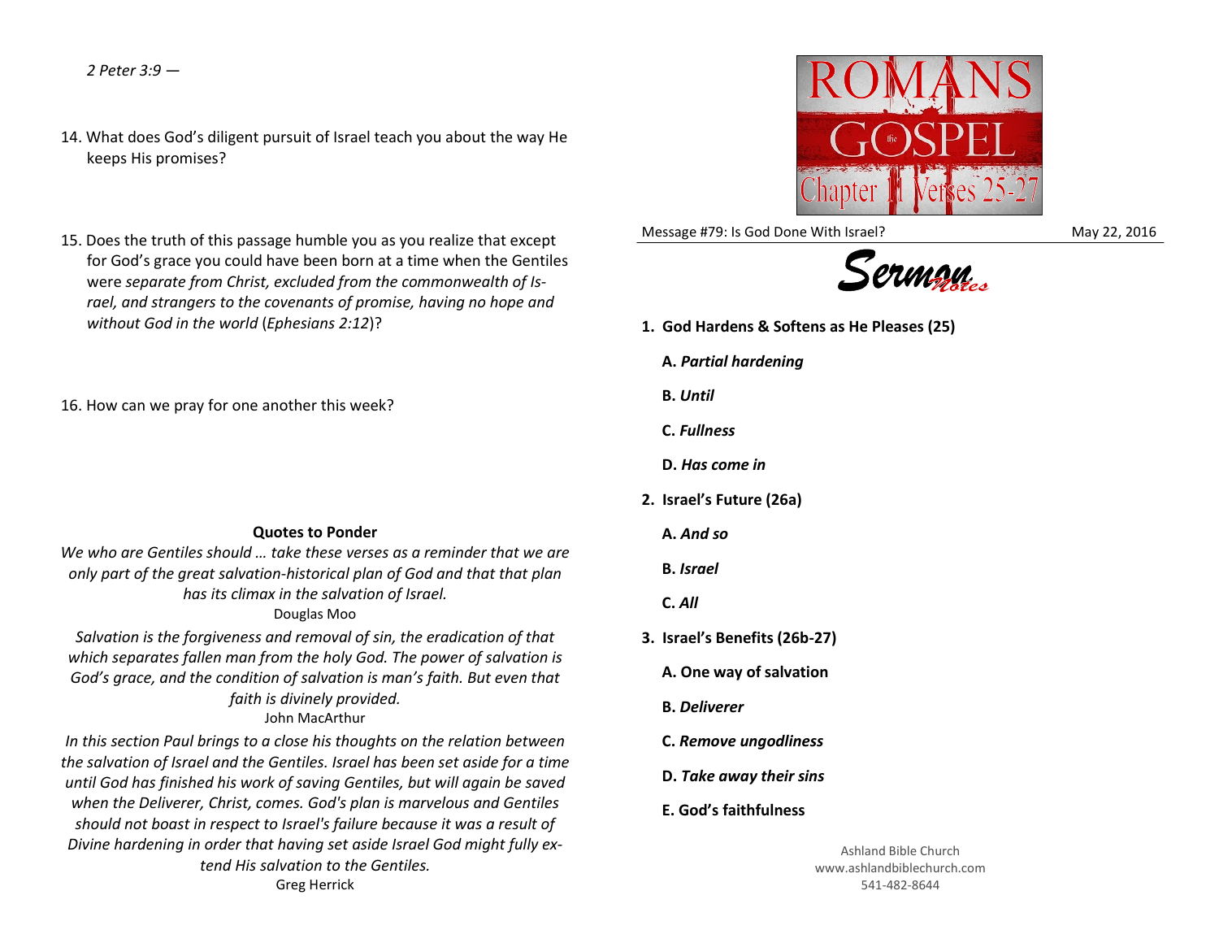*2 Peter 3:9 —*

14. What does God's diligent pursuit of Israel teach you about the way He keeps His promises?

15. Does the truth of this passage humble you as you realize that except for God's grace you could have been born at a time when the Gentiles were *separate from Christ, excluded from the commonwealth of Israel, and strangers to the covenants of promise, having no hope and without God in the world* (*Ephesians 2:12*)?

16. How can we pray for one another this week?

**Quotes to Ponder**

*We who are Gentiles should … take these verses as a reminder that we are only part of the great salvation-historical plan of God and that that plan has its climax in the salvation of Israel.*
Douglas Moo

*Salvation is the forgiveness and removal of sin, the eradication of that which separates fallen man from the holy God. The power of salvation is God's grace, and the condition of salvation is man's faith. But even that faith is divinely provided.*
John MacArthur

*In this section Paul brings to a close his thoughts on the relation between the salvation of Israel and the Gentiles. Israel has been set aside for a time until God has finished his work of saving Gentiles, but will again be saved when the Deliverer, Christ, comes. God's plan is marvelous and Gentiles should not boast in respect to Israel's failure because it was a result of Divine hardening in order that having set aside Israel God might fully extend His salvation to the Gentiles.*
Greg Herrick

# ROMANS the GOSPEL
## Chapter 11 Verses 25-27

Message #79: Is God Done With Israel? May 22, 2016

## Sermon Notes

1. **God Hardens & Softens as He Pleases (25)**
   - **A.** ***Partial hardening***
   - **B.** ***Until***
   - **C.** ***Fullness***
   - **D.** ***Has come in***
2. **Israel's Future (26a)**
   - **A.** ***And so***
   - **B.** ***Israel***
   - **C.** ***All***
3. **Israel's Benefits (26b-27)**
   - **A. One way of salvation**
   - **B.** ***Deliverer***
   - **C.** ***Remove ungodliness***
   - **D.** ***Take away their sins***
   - **E. God's faithfulness**

Ashland Bible Church
www.ashlandbiblechurch.com
541-482-8644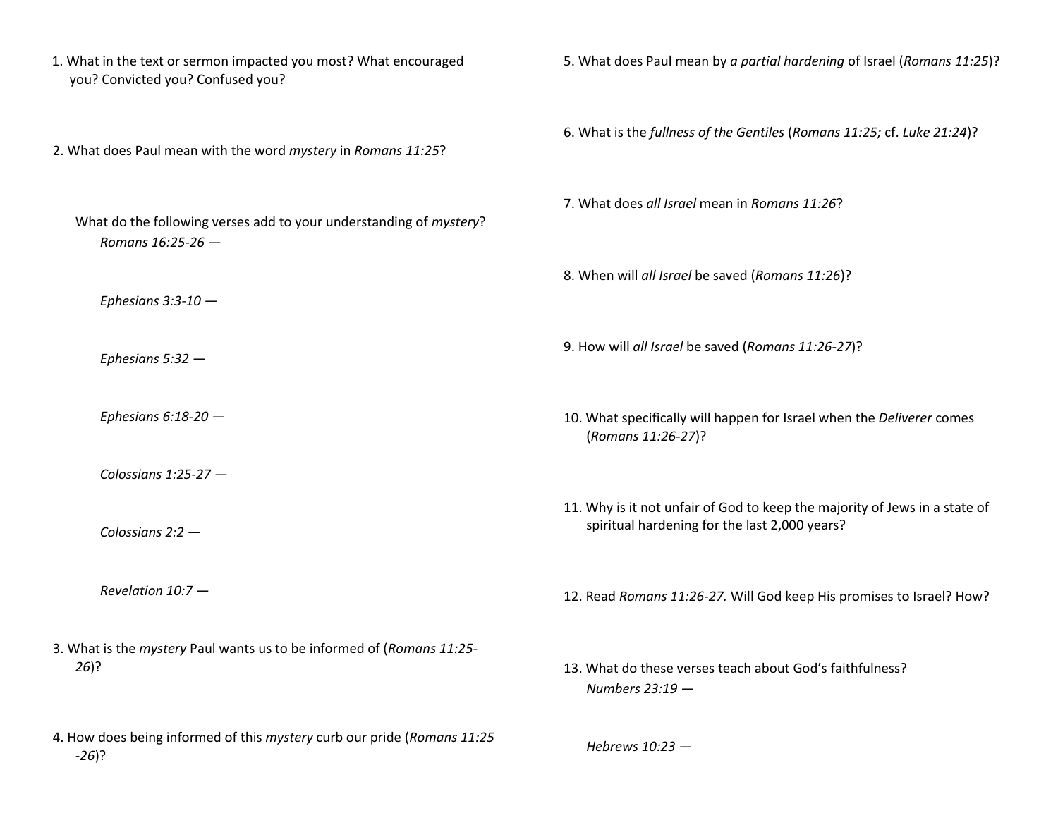1. What in the text or sermon impacted you most? What encouraged you? Convicted you? Confused you?

2. What does Paul mean with the word *mystery* in *Romans 11:25*?

   What do the following verses add to your understanding of *mystery*?

   *Romans 16:25-26* —

   *Ephesians 3:3-10* —

   *Ephesians 5:32* —

   *Ephesians 6:18-20* —

   *Colossians 1:25-27* —

   *Colossians 2:2* —

   *Revelation 10:7* —

3. What is the *mystery* Paul wants us to be informed of (*Romans 11:25-26*)?

4. How does being informed of this *mystery* curb our pride (*Romans 11:25 -26*)?

5. What does Paul mean by *a partial hardening* of Israel (*Romans 11:25*)?

6. What is the *fullness of the Gentiles* (*Romans 11:25;* cf. *Luke 21:24*)?

7. What does *all Israel* mean in *Romans 11:26*?

8. When will *all Israel* be saved (*Romans 11:26*)?

9. How will *all Israel* be saved (*Romans 11:26-27*)?

10. What specifically will happen for Israel when the *Deliverer* comes (*Romans 11:26-27*)?

11. Why is it not unfair of God to keep the majority of Jews in a state of spiritual hardening for the last 2,000 years?

12. Read *Romans 11:26-27.* Will God keep His promises to Israel? How?

13. What do these verses teach about God's faithfulness?

    *Numbers 23:19* —

    *Hebrews 10:23* —